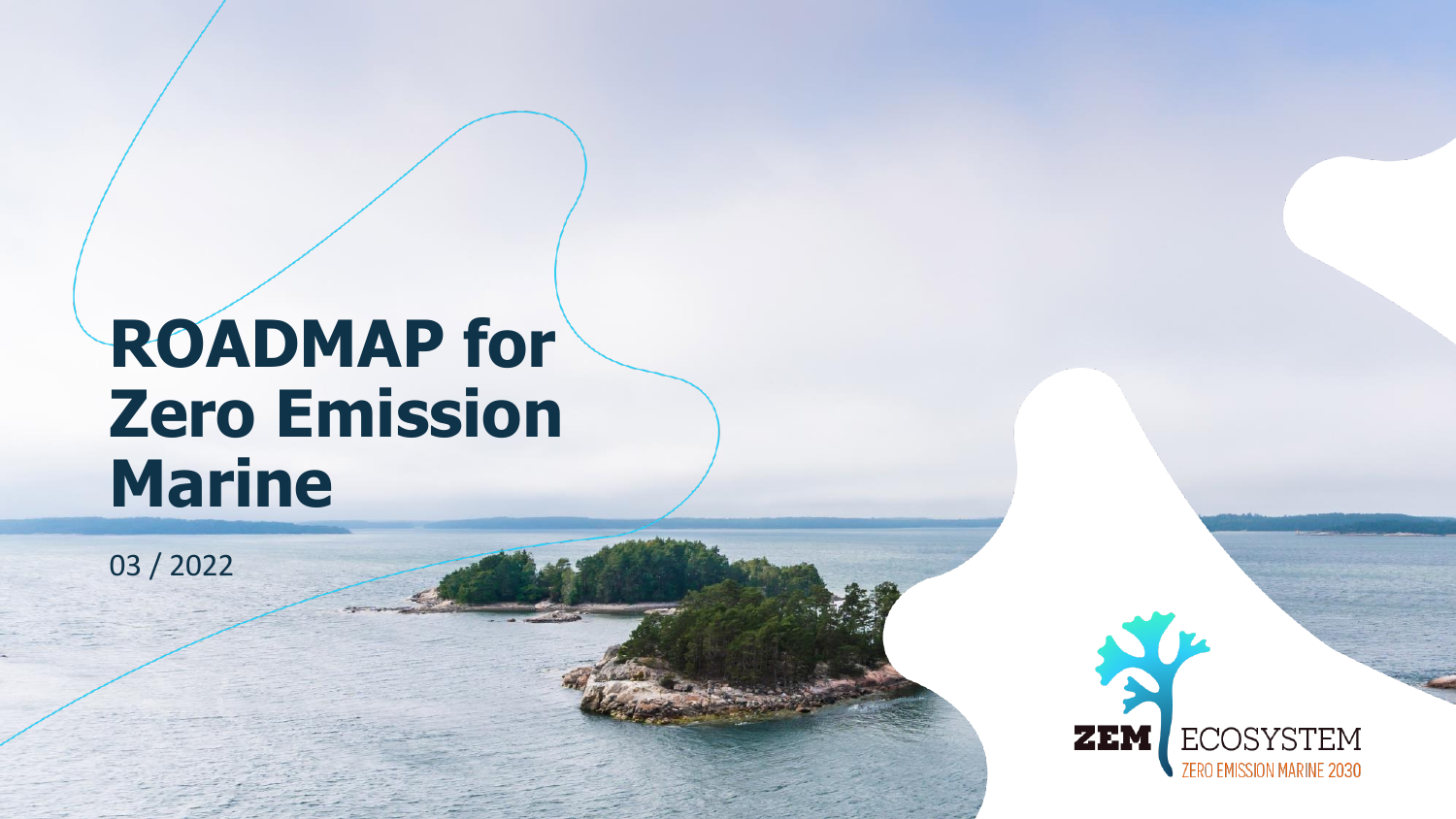# ROADMAP for Zero Emission Marine

03 / 2022

ZEM ECOSYSTEM

ZERO EMISSION MARINE 2030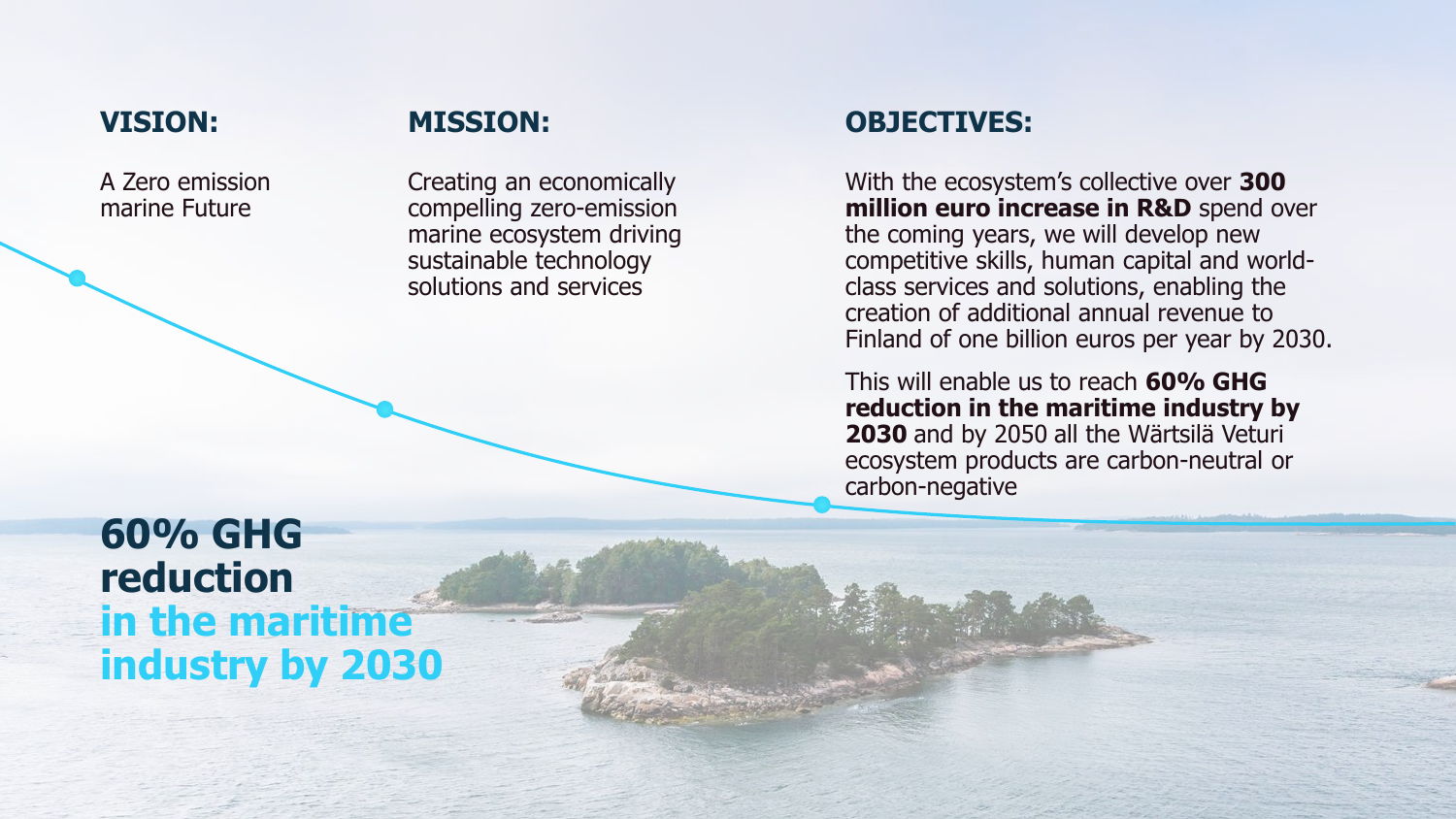## VISION:

A Zero emission marine Future

## MISSION:

Creating an economically compelling zero-emission marine ecosystem driving sustainable technology solutions and services

## OBJECTIVES:

With the ecosystem's collective over **300 million euro increase in R&D** spend over the coming years, we will develop new competitive skills, human capital and world-class services and solutions, enabling the creation of additional annual revenue to Finland of one billion euros per year by 2030.

This will enable us to reach **60% GHG reduction in the maritime industry by 2030** and by 2050 all the Wärtsilä Veturi ecosystem products are carbon-neutral or carbon-negative

# 60% GHG reduction in the maritime industry by 2030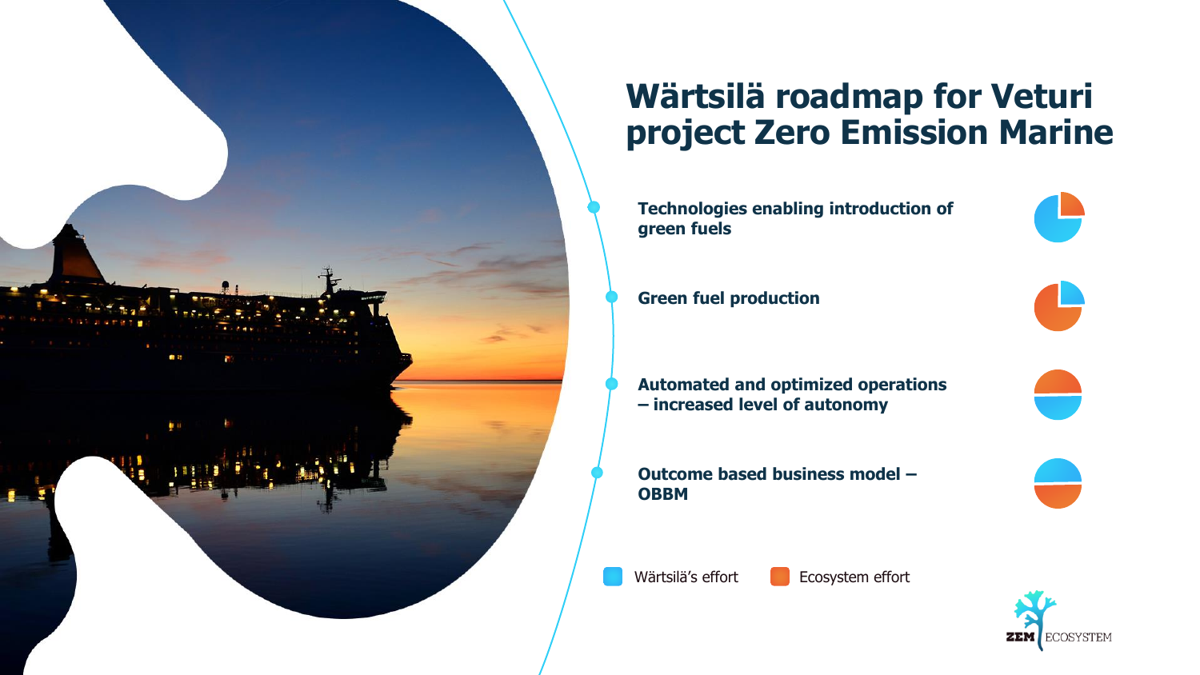# Wärtsilä roadmap for Veturi project Zero Emission Marine

- Technologies enabling introduction of green fuels
- Green fuel production
- Automated and optimized operations – increased level of autonomy
- Outcome based business model – OBBM

Wärtsilä's effort | Ecosystem effort

ZEM ECOSYSTEM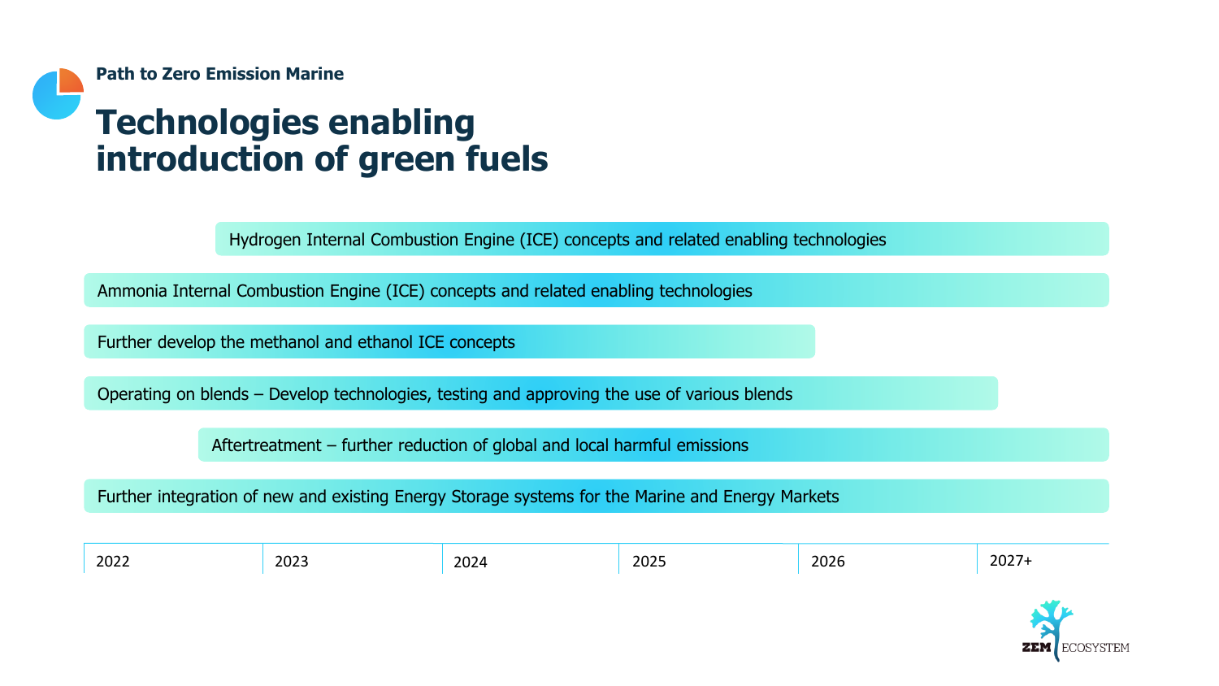**Path to Zero Emission Marine**

# Technologies enabling introduction of green fuels

- Hydrogen Internal Combustion Engine (ICE) concepts and related enabling technologies
- Ammonia Internal Combustion Engine (ICE) concepts and related enabling technologies
- Further develop the methanol and ethanol ICE concepts
- Operating on blends – Develop technologies, testing and approving the use of various blends
- Aftertreatment – further reduction of global and local harmful emissions
- Further integration of new and existing Energy Storage systems for the Marine and Energy Markets

| 2022 | 2023 | 2024 | 2025 | 2026 | 2027+ |
|---|---|---|---|---|---|

ZEM ECOSYSTEM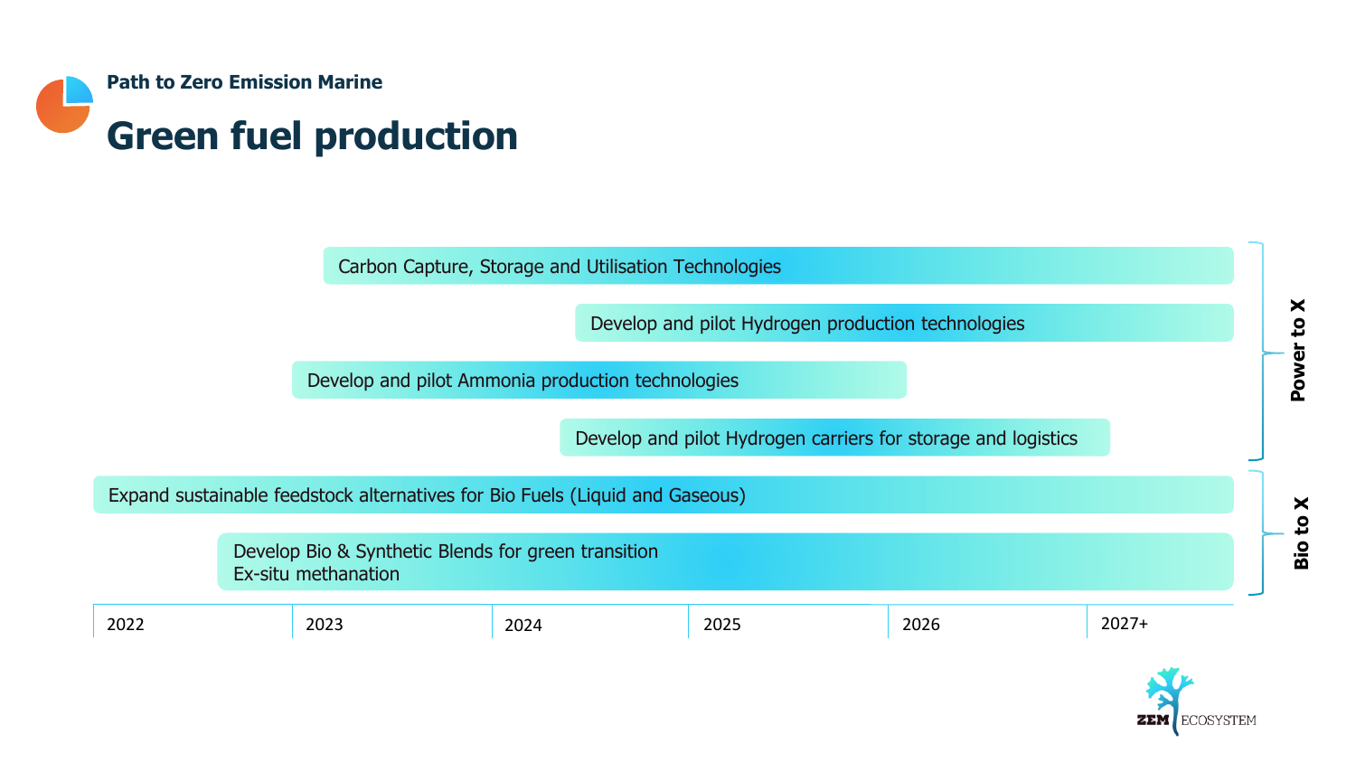Path to Zero Emission Marine

# Green fuel production

| Initiative | Group | Timeline |
|---|---|---|
| Carbon Capture, Storage and Utilisation Technologies | Power to X | 2023 – 2027+ |
| Develop and pilot Hydrogen production technologies | Power to X | 2024 – 2027+ |
| Develop and pilot Ammonia production technologies | Power to X | 2023 – 2026 |
| Develop and pilot Hydrogen carriers for storage and logistics | Power to X | 2024 – 2027 |
| Expand sustainable feedstock alternatives for Bio Fuels (Liquid and Gaseous) | Bio to X | 2022 – 2027+ |
| Develop Bio & Synthetic Blends for green transition<br>Ex-situ methanation | Bio to X | 2022 – 2027+ |

2022 | 2023 | 2024 | 2025 | 2026 | 2027+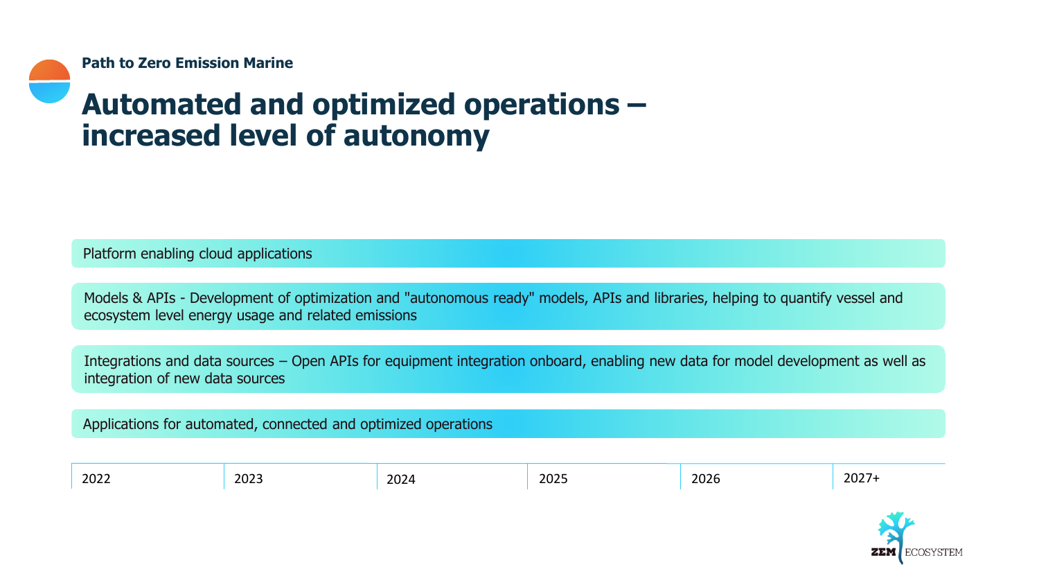Path to Zero Emission Marine

# Automated and optimized operations – increased level of autonomy

Platform enabling cloud applications

Models & APIs - Development of optimization and "autonomous ready" models, APIs and libraries, helping to quantify vessel and ecosystem level energy usage and related emissions

Integrations and data sources – Open APIs for equipment integration onboard, enabling new data for model development as well as integration of new data sources

Applications for automated, connected and optimized operations

| 2022 | 2023 | 2024 | 2025 | 2026 | 2027+ |
|---|---|---|---|---|---|

ZEM ECOSYSTEM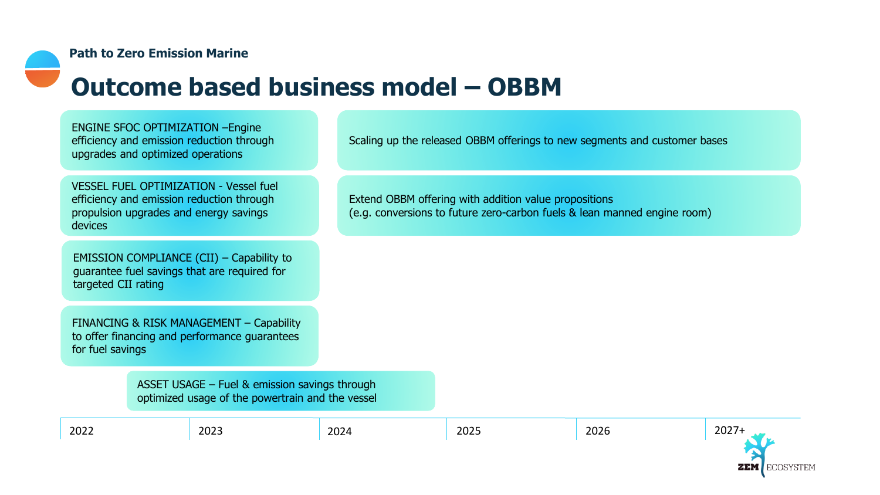Path to Zero Emission Marine

# Outcome based business model – OBBM

ENGINE SFOC OPTIMIZATION –Engine efficiency and emission reduction through upgrades and optimized operations

VESSEL FUEL OPTIMIZATION - Vessel fuel efficiency and emission reduction through propulsion upgrades and energy savings devices

EMISSION COMPLIANCE (CII) – Capability to guarantee fuel savings that are required for targeted CII rating

FINANCING & RISK MANAGEMENT – Capability to offer financing and performance guarantees for fuel savings

ASSET USAGE – Fuel & emission savings through optimized usage of the powertrain and the vessel

Scaling up the released OBBM offerings to new segments and customer bases

Extend OBBM offering with addition value propositions
(e.g. conversions to future zero-carbon fuels & lean manned engine room)

| 2022 | 2023 | 2024 | 2025 | 2026 | 2027+ |
|---|---|---|---|---|---|

ZEM ECOSYSTEM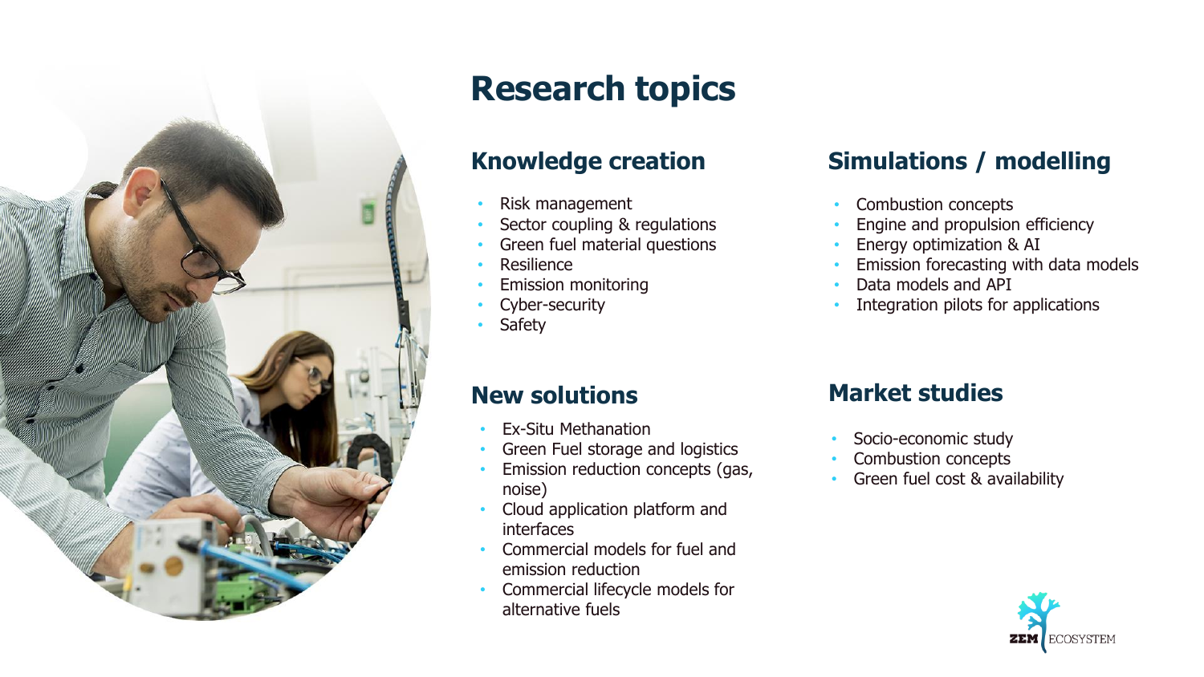# Research topics

## Knowledge creation

- Risk management
- Sector coupling & regulations
- Green fuel material questions
- Resilience
- Emission monitoring
- Cyber-security
- Safety

## Simulations / modelling

- Combustion concepts
- Engine and propulsion efficiency
- Energy optimization & AI
- Emission forecasting with data models
- Data models and API
- Integration pilots for applications

## New solutions

- Ex-Situ Methanation
- Green Fuel storage and logistics
- Emission reduction concepts (gas, noise)
- Cloud application platform and interfaces
- Commercial models for fuel and emission reduction
- Commercial lifecycle models for alternative fuels

## Market studies

- Socio-economic study
- Combustion concepts
- Green fuel cost & availability

ZEM ECOSYSTEM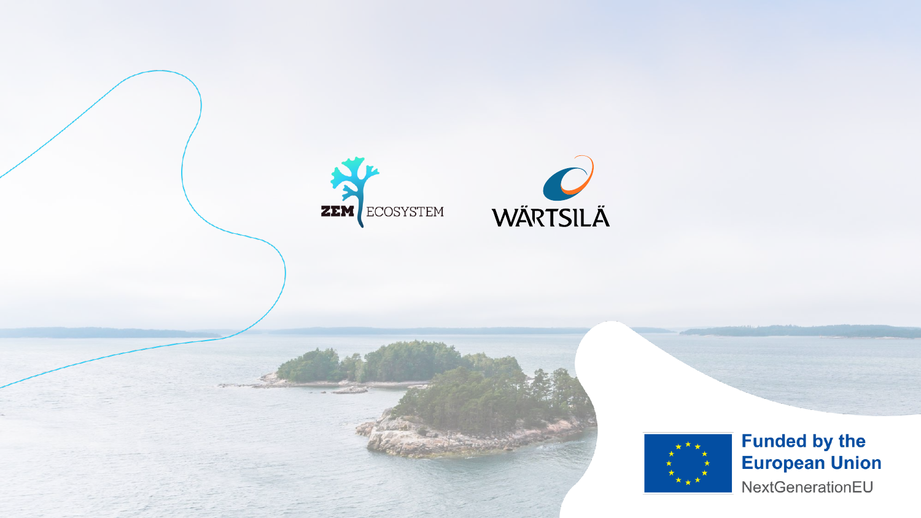ZEM ECOSYSTEM

WÄRTSILÄ

Funded by the European Union

NextGenerationEU